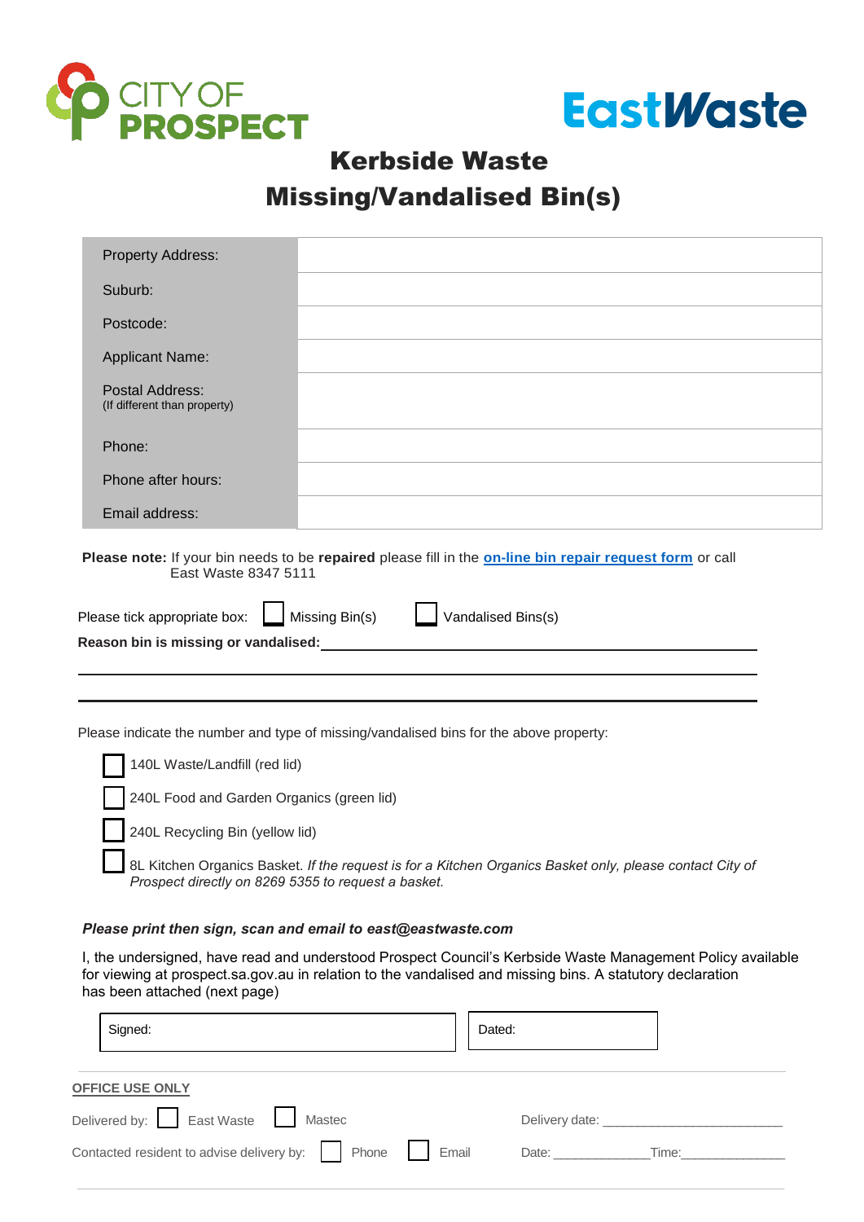CITY OF PROSPECT

EastWaste

# Kerbside Waste Missing/Vandalised Bin(s)

| | |
|---|---|
| Property Address: | |
| Suburb: | |
| Postcode: | |
| Applicant Name: | |
| Postal Address: (If different than property) | |
| Phone: | |
| Phone after hours: | |
| Email address: | |

**Please note:** If your bin needs to be **repaired** please fill in the **on-line bin repair request form** or call East Waste 8347 5111

Please tick appropriate box: ☐ Missing Bin(s) ☐ Vandalised Bins(s)

**Reason bin is missing or vandalised:** ______________________________________________

______________________________________________

______________________________________________

Please indicate the number and type of missing/vandalised bins for the above property:

- ☐ 140L Waste/Landfill (red lid)
- ☐ 240L Food and Garden Organics (green lid)
- ☐ 240L Recycling Bin (yellow lid)
- ☐ 8L Kitchen Organics Basket. *If the request is for a Kitchen Organics Basket only, please contact City of Prospect directly on 8269 5355 to request a basket.*

***Please print then sign, scan and email to east@eastwaste.com***

I, the undersigned, have read and understood Prospect Council's Kerbside Waste Management Policy available for viewing at prospect.sa.gov.au in relation to the vandalised and missing bins. A statutory declaration has been attached (next page)

| Signed: | Dated: |
|---|---|
| | |

**OFFICE USE ONLY**

Delivered by: ☐ East Waste ☐ Mastec Delivery date: ______________________

Contacted resident to advise delivery by: ☐ Phone ☐ Email Date: _____________ Time: _____________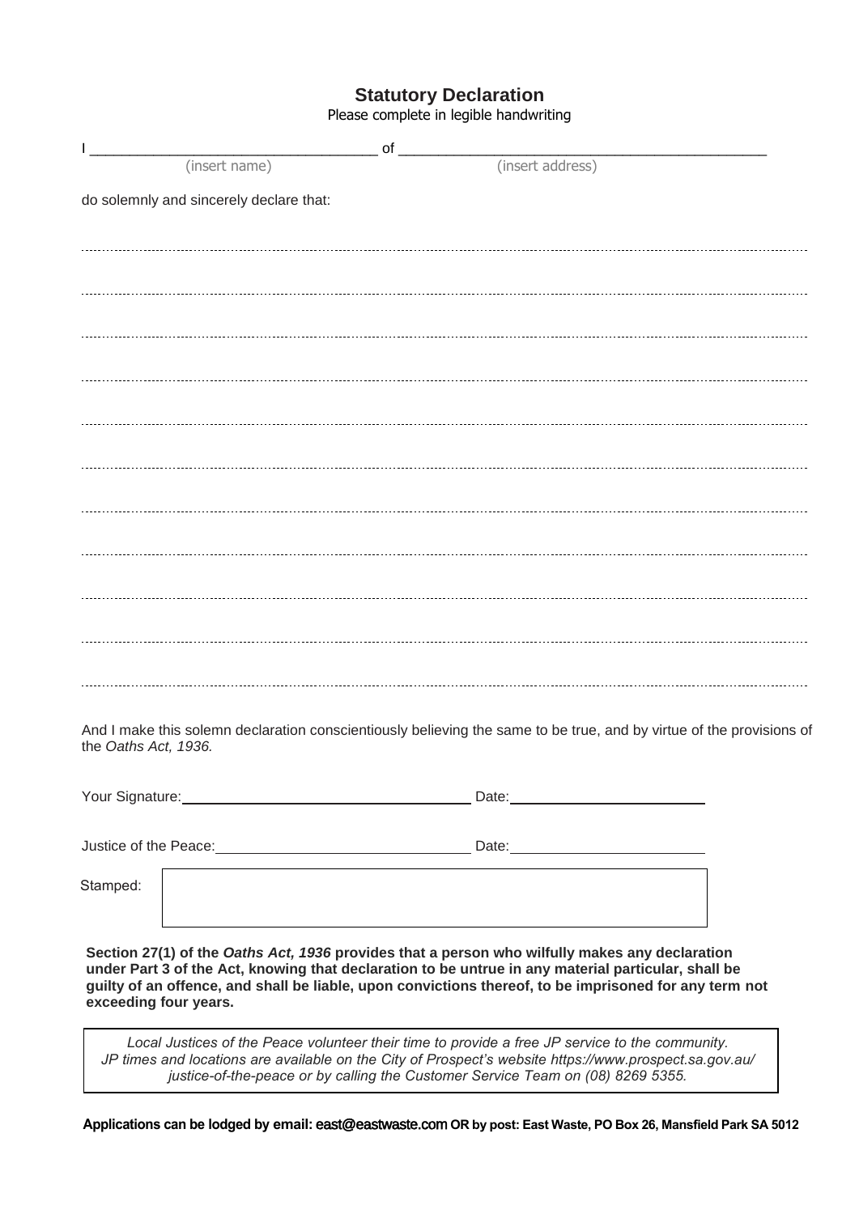# Statistical Declaration

Please complete in legible handwriting

I ____________________________________ of _______________________________________________

(insert name) (insert address)

do solemnly and sincerely declare that:

..................................................................................................................................................

..................................................................................................................................................

..................................................................................................................................................

..................................................................................................................................................

..................................................................................................................................................

..................................................................................................................................................

..................................................................................................................................................

..................................................................................................................................................

..................................................................................................................................................

..................................................................................................................................................

..................................................................................................................................................

And I make this solemn declaration conscientiously believing the same to be true, and by virtue of the provisions of the *Oaths Act, 1936.*

Your Signature: ____________________________________ Date: ________________________

Justice of the Peace: ________________________________ Date: ________________________

Stamped:

**Section 27(1) of the *Oaths Act, 1936* provides that a person who wilfully makes any declaration under Part 3 of the Act, knowing that declaration to be untrue in any material particular, shall be guilty of an offence, and shall be liable, upon convictions thereof, to be imprisoned for any term not exceeding four years.**

*Local Justices of the Peace volunteer their time to provide a free JP service to the community. JP times and locations are available on the City of Prospect's website https://www.prospect.sa.gov.au/justice-of-the-peace or by calling the Customer Service Team on (08) 8269 5355.*

**Applications can be lodged by email: east@eastwaste.com OR by post: East Waste, PO Box 26, Mansfield Park SA 5012**